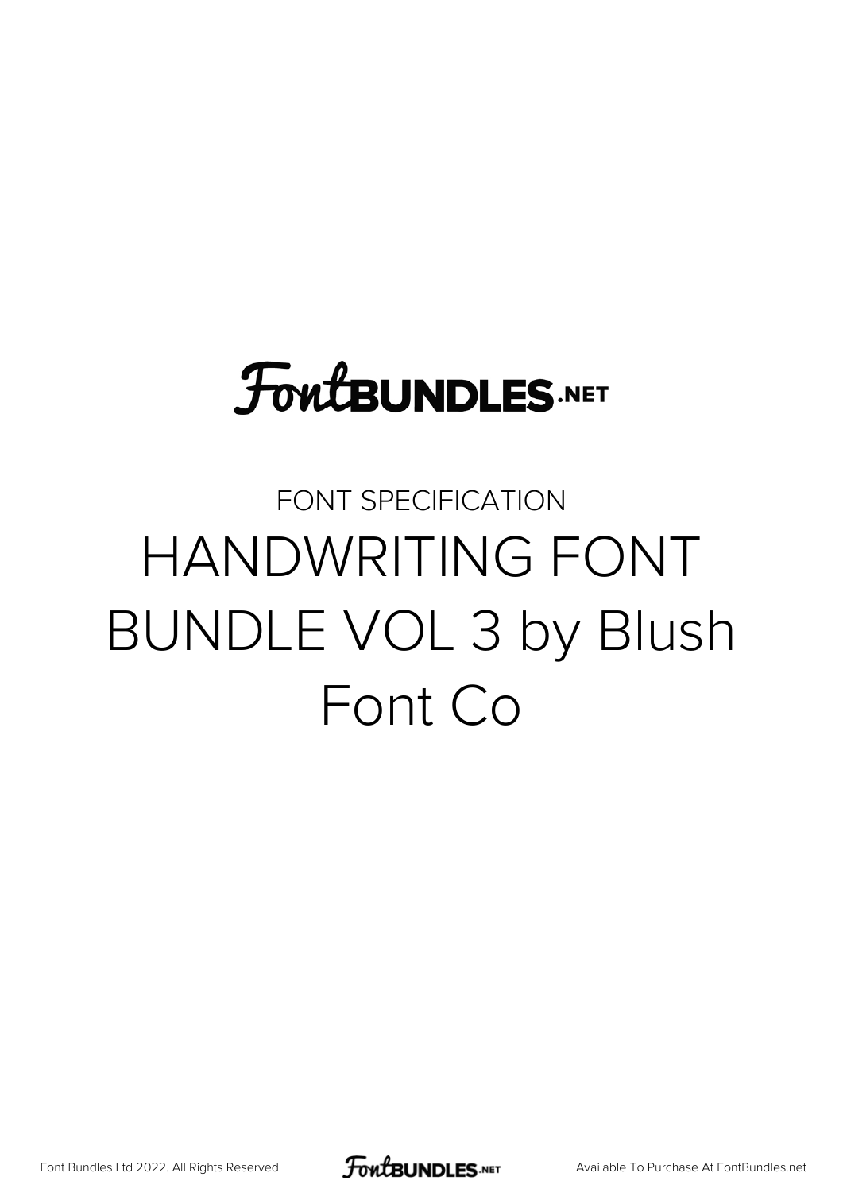FontBUNDLES.NET

FONT SPECIFICATION

# HANDWRITING FONT BUNDLE VOL 3 by Blush Font Co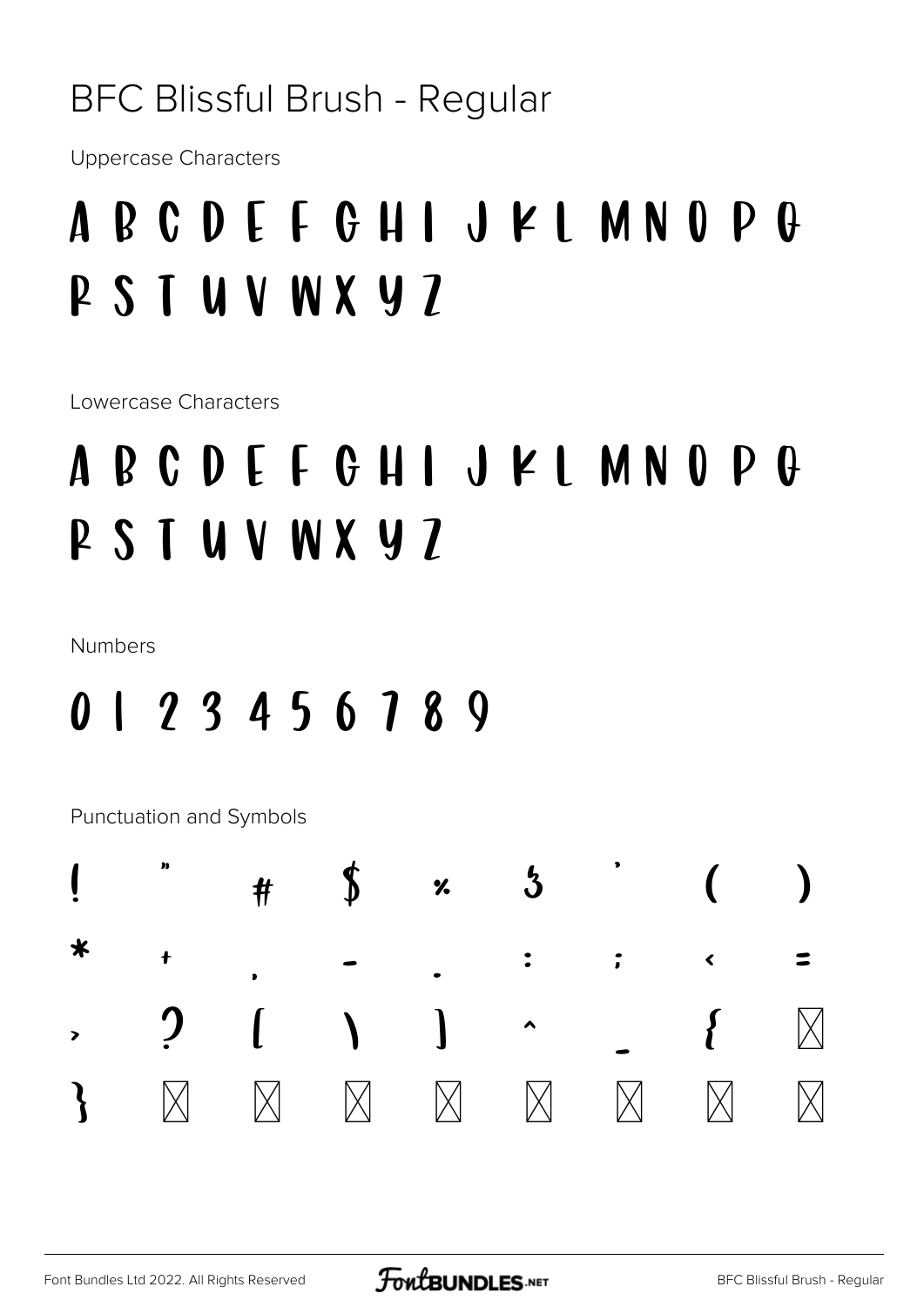# BFC Blissful Brush - Regular

Uppercase Characters

A B C D E F G H I J K L M N O P Q R S T U V W X Y Z

Lowercase Characters

a b c d e f g h i j k l m n o p q r s t u v w x y z

Numbers

0 1 2 3 4 5 6 7 8 9

Punctuation and Symbols

! " # $ % & ' ( ) * + , - . : ; < = > ? [ \ ] ^ _ { } ~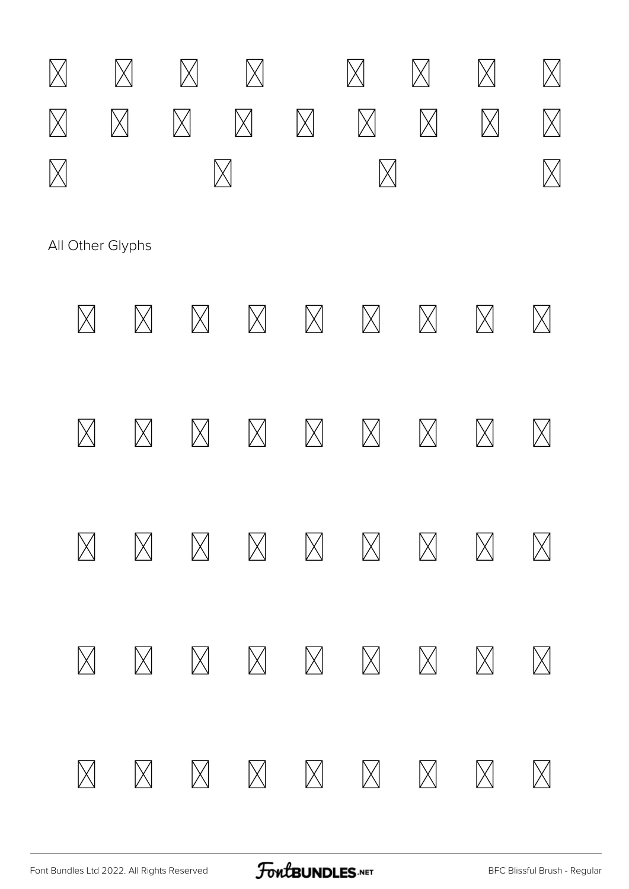⌧ ⌧ ⌧ ⌧ ⌧ ⌧ ⌧ ⌧

⌧ ⌧ ⌧ ⌧ ⌧ ⌧ ⌧ ⌧ ⌧

⌧ ⌧ ⌧ ⌧

All Other Glyphs

⌧ ⌧ ⌧ ⌧ ⌧ ⌧ ⌧ ⌧ ⌧

⌧ ⌧ ⌧ ⌧ ⌧ ⌧ ⌧ ⌧ ⌧

⌧ ⌧ ⌧ ⌧ ⌧ ⌧ ⌧ ⌧ ⌧

⌧ ⌧ ⌧ ⌧ ⌧ ⌧ ⌧ ⌧ ⌧

⌧ ⌧ ⌧ ⌧ ⌧ ⌧ ⌧ ⌧ ⌧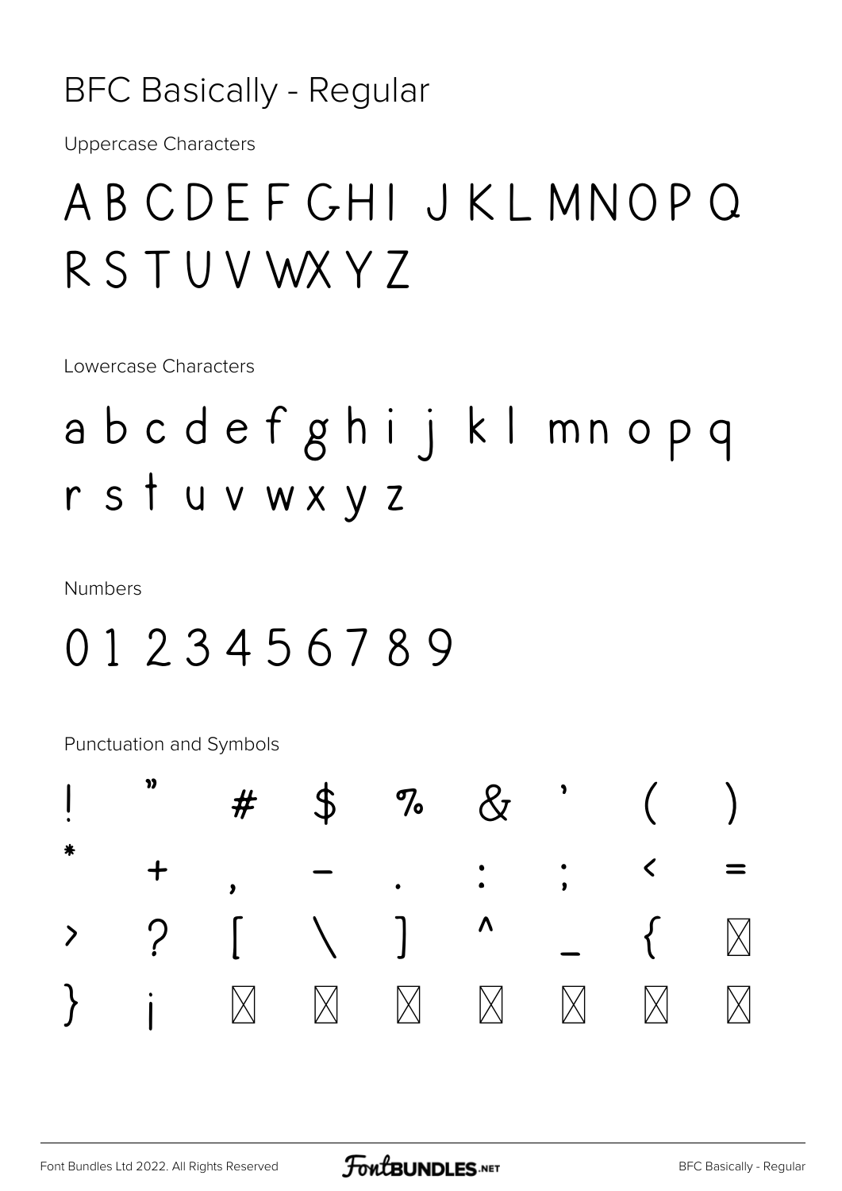# BFC Basically - Regular

Uppercase Characters

A B C D E F G H I J K L M N O P Q R S T U V W X Y Z

Lowercase Characters

a b c d e f g h i j k l m n o p q r s t u v w x y z

Numbers

0 1 2 3 4 5 6 7 8 9

Punctuation and Symbols

! " # $ % & ' ( )
* + , - . : ; < =
> ? [ \ ] ^ _ { ⊠
} ¡ ⊠ ⊠ ⊠ ⊠ ⊠ ⊠ ⊠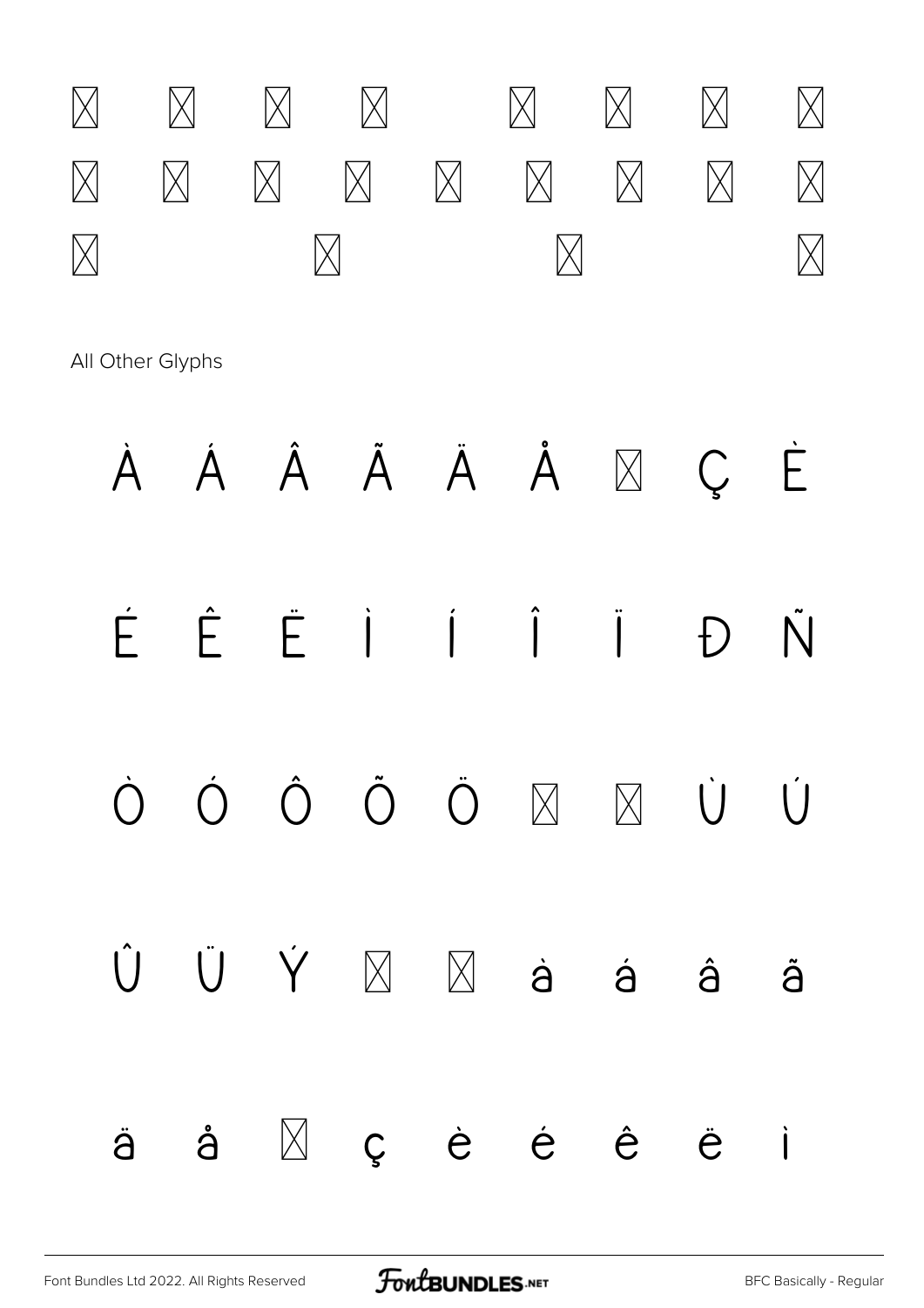⊠ ⊠ ⊠ ⊠ ⊠ ⊠ ⊠ ⊠

⊠ ⊠ ⊠ ⊠ ⊠ ⊠ ⊠ ⊠ ⊠

⊠ ⊠ ⊠ ⊠

All Other Glyphs

À Á Â Ã Ä Å ⊠ Ç È

É Ê Ë Ì Í Î Ï Đ Ñ

Ò Ó Ô Õ Ö ⊠ ⊠ Ù Ú

Û Ü Ý ⊠ ⊠ à á â ã

ä å ⊠ ç è é ê ë ì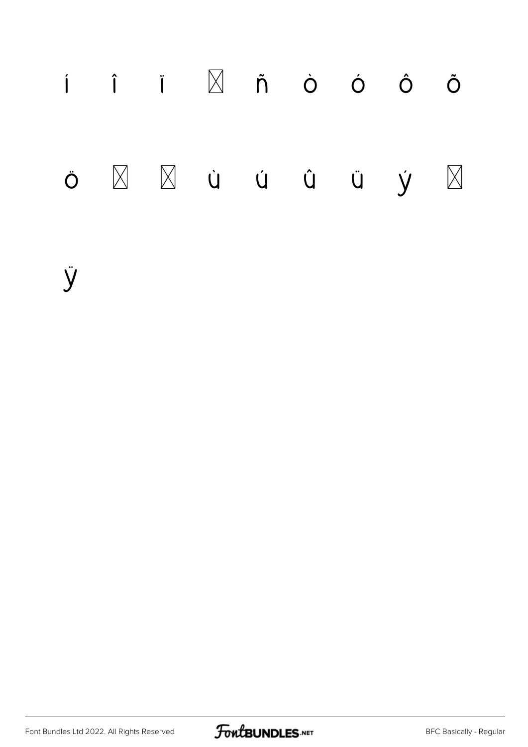í î ï ☒ ñ ò ó ô õ

ö ☒ ☒ ù ú û ü ý ☒

ÿ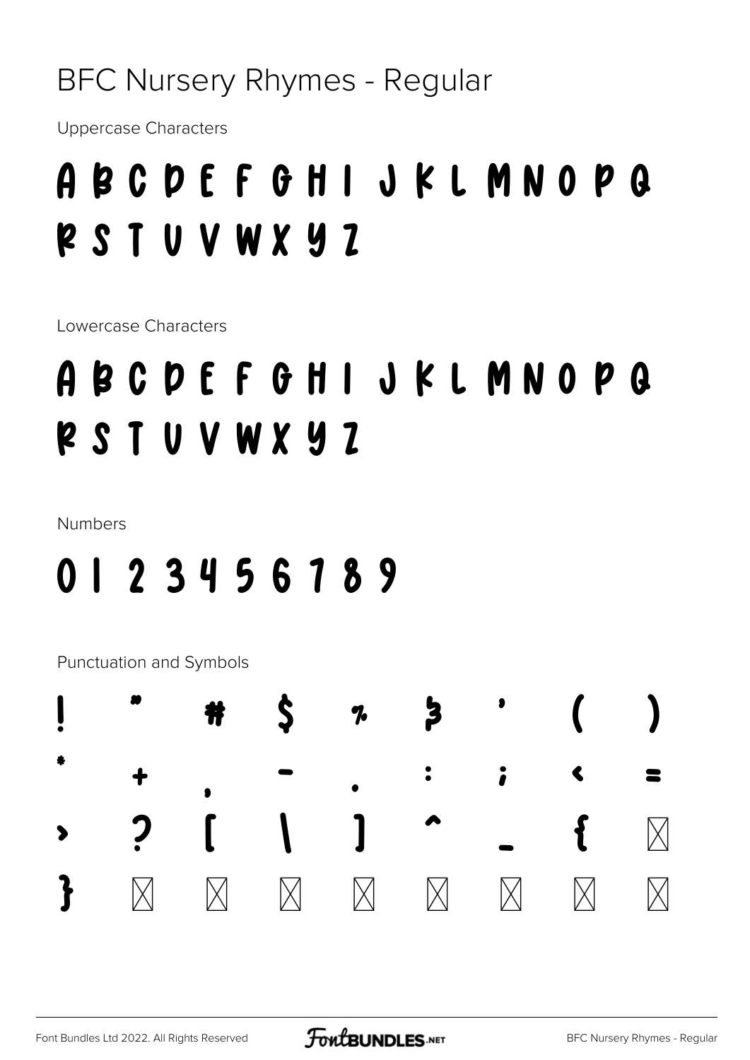# BFC Nursery Rhymes - Regular

Uppercase Characters

A B C D E F G H I J K L M N O P Q R S T U V W X Y Z

Lowercase Characters

A B C D E F G H I J K L M N O P Q R S T U V W X Y Z

Numbers

0 1 2 3 4 5 6 7 8 9

Punctuation and Symbols

! " # $ % & ' ( ) * + , - . : ; < = > ? [ \ ] ^ _ { ⊠ } ⊠ ⊠ ⊠ ⊠ ⊠ ⊠ ⊠ ⊠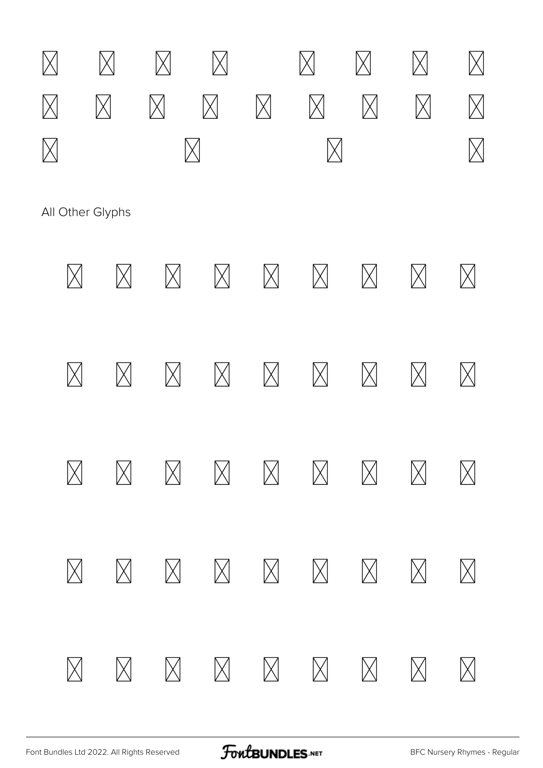⊠ ⊠ ⊠ ⊠ ⊠ ⊠ ⊠ ⊠

⊠ ⊠ ⊠ ⊠ ⊠ ⊠ ⊠ ⊠ ⊠

⊠ ⊠ ⊠ ⊠

All Other Glyphs

⊠ ⊠ ⊠ ⊠ ⊠ ⊠ ⊠ ⊠ ⊠

⊠ ⊠ ⊠ ⊠ ⊠ ⊠ ⊠ ⊠ ⊠

⊠ ⊠ ⊠ ⊠ ⊠ ⊠ ⊠ ⊠ ⊠

⊠ ⊠ ⊠ ⊠ ⊠ ⊠ ⊠ ⊠ ⊠

⊠ ⊠ ⊠ ⊠ ⊠ ⊠ ⊠ ⊠ ⊠